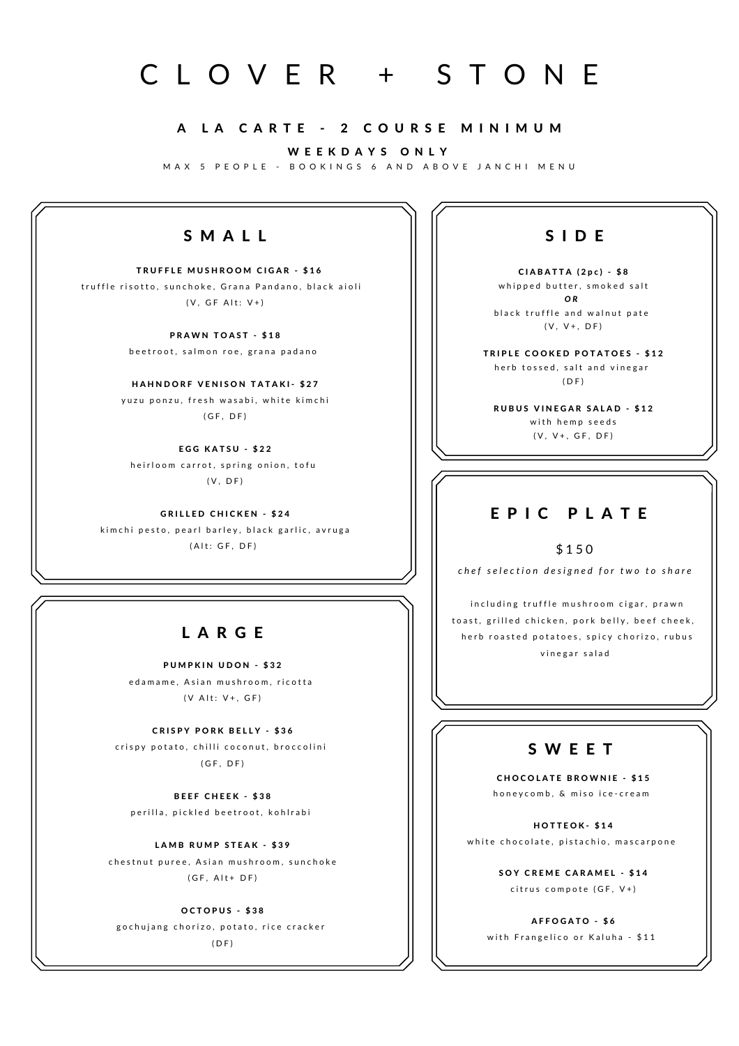# CLOVER + STONE

### A LA CARTE - 2 COURSE MINIMUM

**WEEKDAYS ONLY**

MAX 5 PEOPLE - BOOKINGS 6 AND ABOVE JANCHI MENU

## SMALL

**TRUFFLE MUSHROOM CIGAR - $16**
truffle risotto, sunchoke, Grana Pandano, black aioli
(V, GF Alt: V+)

**PRAWN TOAST - $18**
beetroot, salmon roe, grana padano

**HAHNDORF VENISON TATAKI- $27**
yuzu ponzu, fresh wasabi, white kimchi
(GF, DF)

**EGG KATSU - $22**
heirloom carrot, spring onion, tofu
(V, DF)

**GRILLED CHICKEN - $24**
kimchi pesto, pearl barley, black garlic, avruga
(Alt: GF, DF)

## LARGE

**PUMPKIN UDON - $32**
edamame, Asian mushroom, ricotta
(V Alt: V+, GF)

**CRISPY PORK BELLY - $36**
crispy potato, chilli coconut, broccolini
(GF, DF)

**BEEF CHEEK - $38**
perilla, pickled beetroot, kohlrabi

**LAMB RUMP STEAK - $39**
chestnut puree, Asian mushroom, sunchoke
(GF, Alt+ DF)

**OCTOPUS - $38**
gochujang chorizo, potato, rice cracker
(DF)

## SIDE

**CIABATTA (2pc) - $8**
whipped butter, smoked salt
***OR***
black truffle and walnut pate
(V, V+, DF)

**TRIPLE COOKED POTATOES - $12**
herb tossed, salt and vinegar
(DF)

**RUBUS VINEGAR SALAD - $12**
with hemp seeds
(V, V+, GF, DF)

## EPIC PLATE

$150

*chef selection designed for two to share*

including truffle mushroom cigar, prawn toast, grilled chicken, pork belly, beef cheek, herb roasted potatoes, spicy chorizo, rubus vinegar salad

## SWEET

**CHOCOLATE BROWNIE - $15**
honeycomb, & miso ice-cream

**HOTTEOK- $14**
white chocolate, pistachio, mascarpone

**SOY CREME CARAMEL - $14**
citrus compote (GF, V+)

**AFFOGATO - $6**
with Frangelico or Kaluha - $11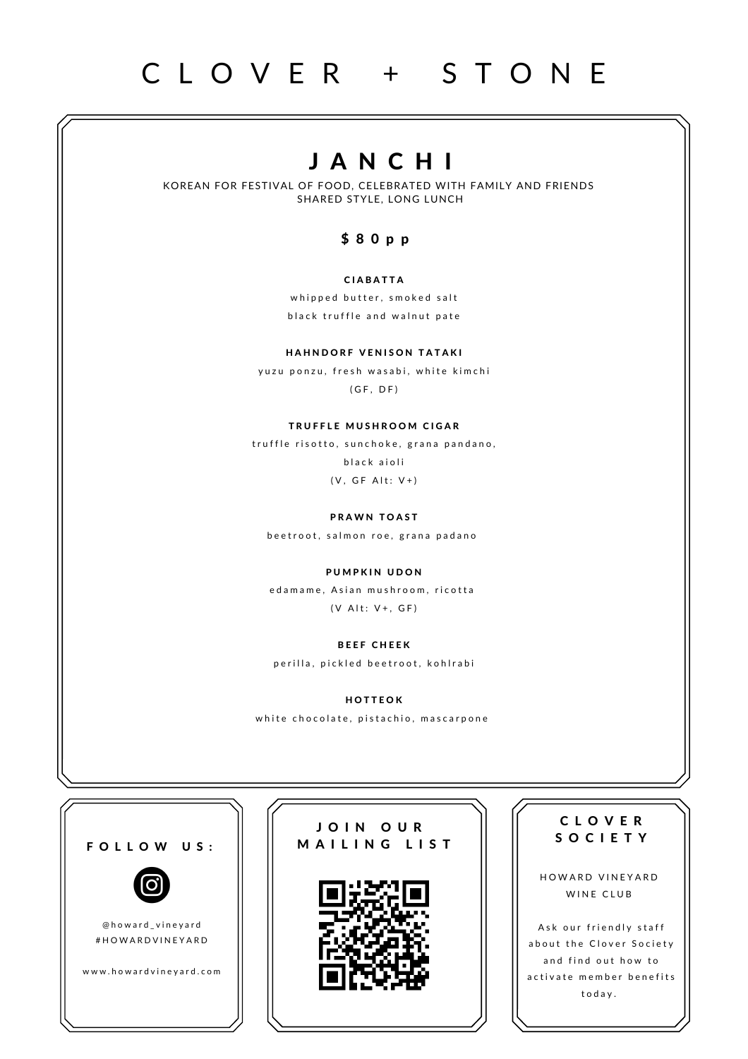# CLOVER + STONE

## JANCHI

KOREAN FOR FESTIVAL OF FOOD, CELEBRATED WITH FAMILY AND FRIENDS
SHARED STYLE, LONG LUNCH

**$80pp**

**CIABATTA**
whipped butter, smoked salt
black truffle and walnut pate

**HAHNDORF VENISON TATAKI**
yuzu ponzu, fresh wasabi, white kimchi
(GF, DF)

**TRUFFLE MUSHROOM CIGAR**
truffle risotto, sunchoke, grana pandano,
black aioli
(V, GF Alt: V+)

**PRAWN TOAST**
beetroot, salmon roe, grana padano

**PUMPKIN UDON**
edamame, Asian mushroom, ricotta
(V Alt: V+, GF)

**BEEF CHEEK**
perilla, pickled beetroot, kohlrabi

**HOTTEOK**
white chocolate, pistachio, mascarpone

### FOLLOW US:

@howard_vineyard
#HOWARDVINEYARD

www.howardvineyard.com

### JOIN OUR MAILING LIST

### CLOVER SOCIETY

HOWARD VINEYARD WINE CLUB

Ask our friendly staff about the Clover Society and find out how to activate member benefits today.